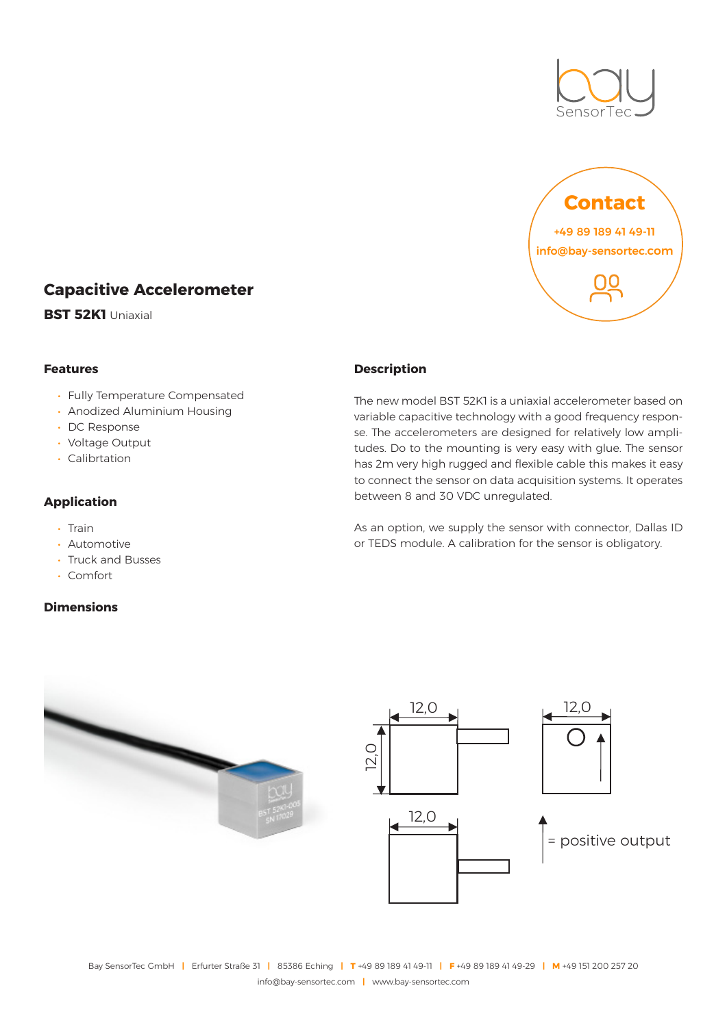# Capacitive Accelerometer

**BST 52K1** Uniaxial

## Contact

+49 89 189 41 49-11

info@bay-sensortec.com

### Features

- Fully Temperature Compensated
- Anodized Aluminium Housing
- DC Response
- Voltage Output
- Calibrtation

### Application

- Train
- Automotive
- Truck and Busses
- Comfort

### Dimensions

12,0

12,0

12,0

12,0

= positive output

### Description

The new model BST 52K1 is a uniaxial accelerometer based on variable capacitive technology with a good frequency response. The accelerometers are designed for relatively low amplitudes. Do to the mounting is very easy with glue. The sensor has 2m very high rugged and flexible cable this makes it easy to connect the sensor on data acquisition systems. It operates between 8 and 30 VDC unregulated.

As an option, we supply the sensor with connector, Dallas ID or TEDS module. A calibration for the sensor is obligatory.

Bay SensorTec GmbH | Erfurter Straße 31 | 85386 Eching | T +49 89 189 41 49-11 | F +49 89 189 41 49-29 | M +49 151 200 257 20
info@bay-sensortec.com | www.bay-sensortec.com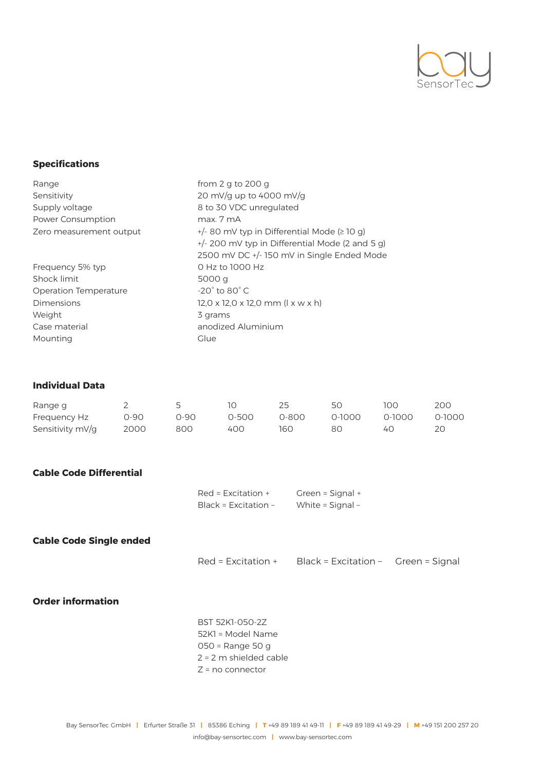## Specifications

| | |
|---|---|
| Range | from 2 g to 200 g |
| Sensitivity | 20 mV/g up to 4000 mV/g |
| Supply voltage | 8 to 30 VDC unregulated |
| Power Consumption | max. 7 mA |
| Zero measurement output | +/- 80 mV typ in Differential Mode (≥ 10 g)<br>+/- 200 mV typ in Differential Mode (2 and 5 g)<br>2500 mV DC +/- 150 mV in Single Ended Mode |
| Frequency 5% typ | 0 Hz to 1000 Hz |
| Shock limit | 5000 g |
| Operation Temperature | -20° to 80° C |
| Dimensions | 12,0 x 12,0 x 12,0 mm (l x w x h) |
| Weight | 3 grams |
| Case material | anodized Aluminium |
| Mounting | Glue |

## Individual Data

| Range g | 2 | 5 | 10 | 25 | 50 | 100 | 200 |
|---|---|---|---|---|---|---|---|
| Frequency Hz | 0-90 | 0-90 | 0-500 | 0-800 | 0-1000 | 0-1000 | 0-1000 |
| Sensitivity mV/g | 2000 | 800 | 400 | 160 | 80 | 40 | 20 |

## Cable Code Differential

Red = Excitation + Green = Signal +
Black = Excitation – White = Signal –

## Cable Code Single ended

Red = Excitation + Black = Excitation – Green = Signal

## Order information

BST 52K1-050-2Z
52K1 = Model Name
050 = Range 50 g
2 = 2 m shielded cable
Z = no connector

Bay SensorTec GmbH | Erfurter Straße 31 | 85386 Eching | T +49 89 189 41 49-11 | F +49 89 189 41 49-29 | M +49 151 200 257 20
info@bay-sensortec.com | www.bay-sensortec.com